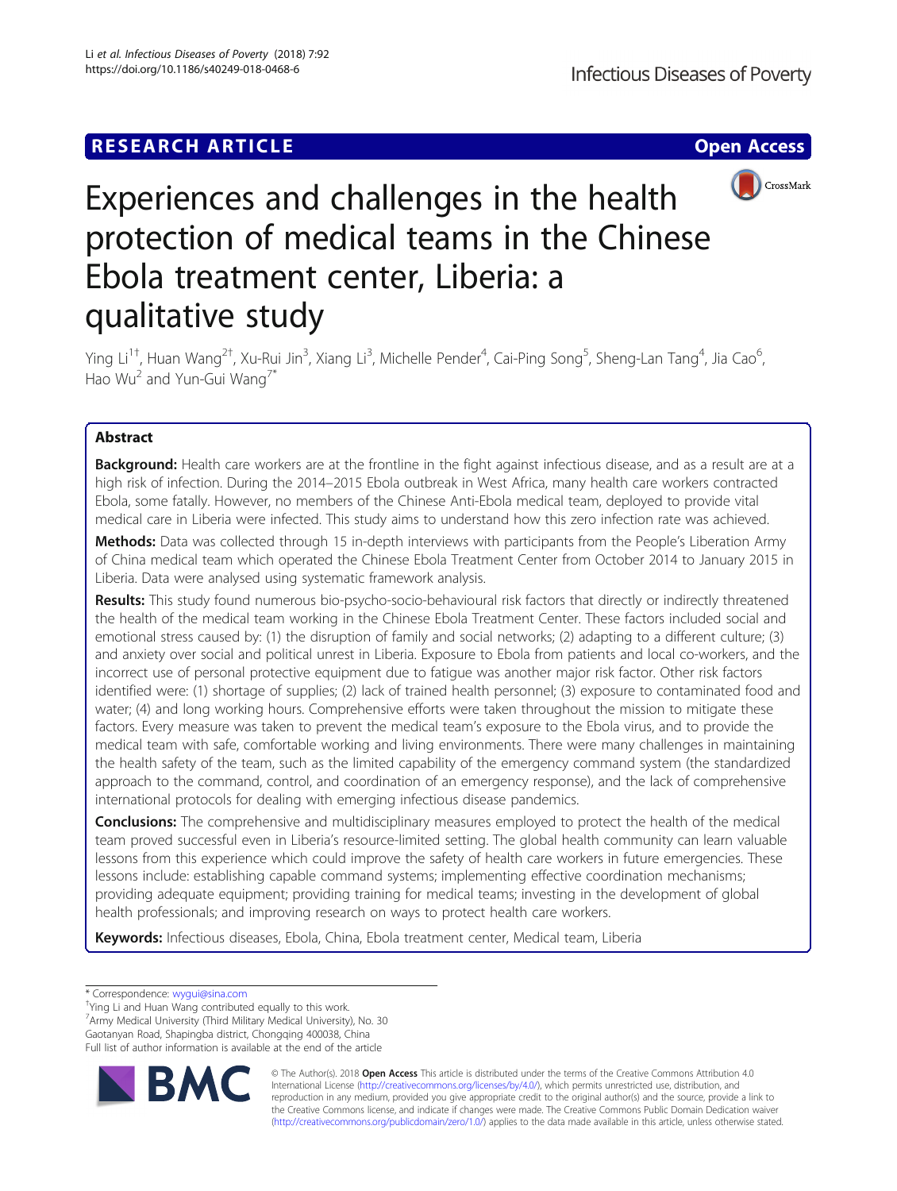RESEARCH ARTICLE

Open Access

# Experiences and challenges in the health protection of medical teams in the Chinese Ebola treatment center, Liberia: a qualitative study

Ying Li[1†], Huan Wang[2†], Xu-Rui Jin[3], Xiang Li[3], Michelle Pender[4], Cai-Ping Song[5], Sheng-Lan Tang[4], Jia Cao[6], Hao Wu[2] and Yun-Gui Wang[7*]

## Abstract

**Background:** Health care workers are at the frontline in the fight against infectious disease, and as a result are at a high risk of infection. During the 2014–2015 Ebola outbreak in West Africa, many health care workers contracted Ebola, some fatally. However, no members of the Chinese Anti-Ebola medical team, deployed to provide vital medical care in Liberia were infected. This study aims to understand how this zero infection rate was achieved.

**Methods:** Data was collected through 15 in-depth interviews with participants from the People's Liberation Army of China medical team which operated the Chinese Ebola Treatment Center from October 2014 to January 2015 in Liberia. Data were analysed using systematic framework analysis.

**Results:** This study found numerous bio-psycho-socio-behavioural risk factors that directly or indirectly threatened the health of the medical team working in the Chinese Ebola Treatment Center. These factors included social and emotional stress caused by: (1) the disruption of family and social networks; (2) adapting to a different culture; (3) and anxiety over social and political unrest in Liberia. Exposure to Ebola from patients and local co-workers, and the incorrect use of personal protective equipment due to fatigue was another major risk factor. Other risk factors identified were: (1) shortage of supplies; (2) lack of trained health personnel; (3) exposure to contaminated food and water; (4) and long working hours. Comprehensive efforts were taken throughout the mission to mitigate these factors. Every measure was taken to prevent the medical team's exposure to the Ebola virus, and to provide the medical team with safe, comfortable working and living environments. There were many challenges in maintaining the health safety of the team, such as the limited capability of the emergency command system (the standardized approach to the command, control, and coordination of an emergency response), and the lack of comprehensive international protocols for dealing with emerging infectious disease pandemics.

**Conclusions:** The comprehensive and multidisciplinary measures employed to protect the health of the medical team proved successful even in Liberia's resource-limited setting. The global health community can learn valuable lessons from this experience which could improve the safety of health care workers in future emergencies. These lessons include: establishing capable command systems; implementing effective coordination mechanisms; providing adequate equipment; providing training for medical teams; investing in the development of global health professionals; and improving research on ways to protect health care workers.

**Keywords:** Infectious diseases, Ebola, China, Ebola treatment center, Medical team, Liberia

---

* Correspondence: wygui@sina.com

†Ying Li and Huan Wang contributed equally to this work.

[7]Army Medical University (Third Military Medical University), No. 30 Gaotanyan Road, Shapingba district, Chongqing 400038, China

Full list of author information is available at the end of the article

© The Author(s). 2018 **Open Access** This article is distributed under the terms of the Creative Commons Attribution 4.0 International License (http://creativecommons.org/licenses/by/4.0/), which permits unrestricted use, distribution, and reproduction in any medium, provided you give appropriate credit to the original author(s) and the source, provide a link to the Creative Commons license, and indicate if changes were made. The Creative Commons Public Domain Dedication waiver (http://creativecommons.org/publicdomain/zero/1.0/) applies to the data made available in this article, unless otherwise stated.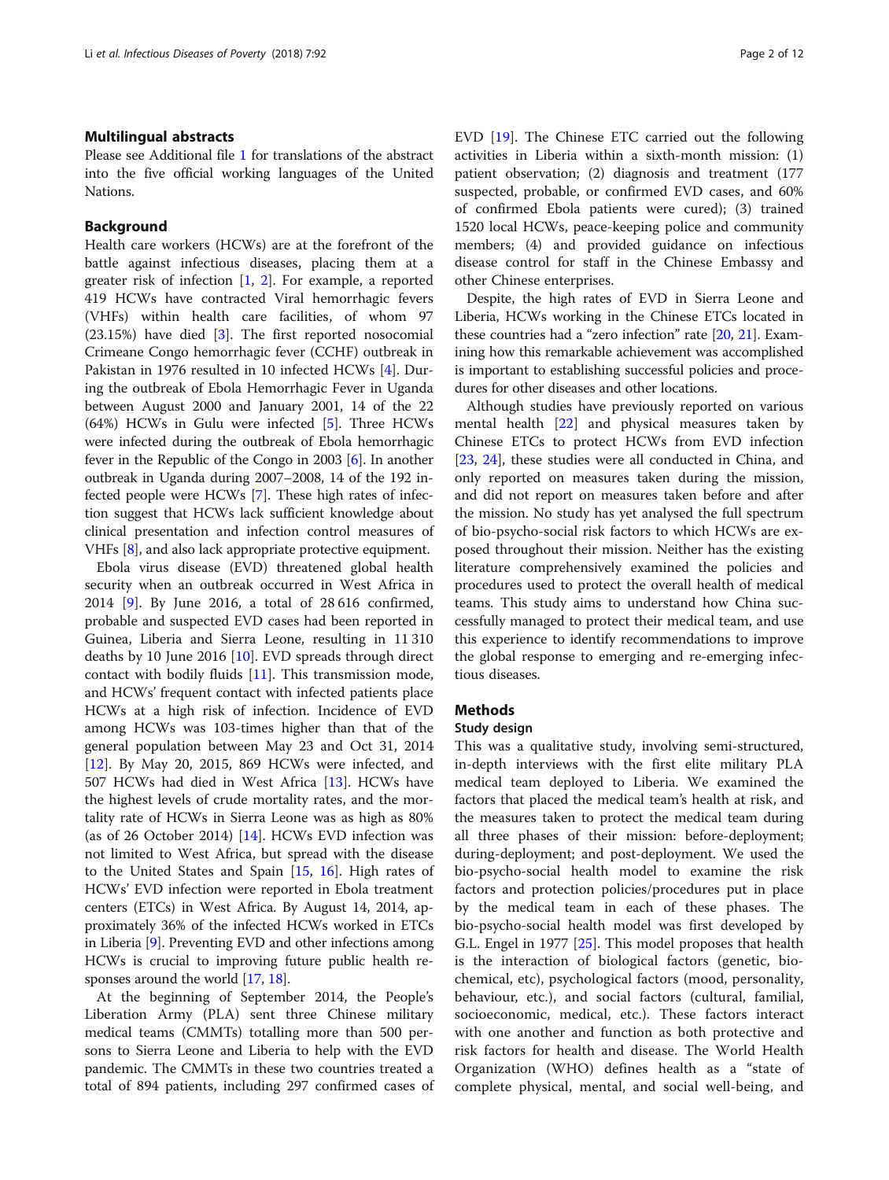## Multilingual abstracts

Please see Additional file 1 for translations of the abstract into the five official working languages of the United Nations.

## Background

Health care workers (HCWs) are at the forefront of the battle against infectious diseases, placing them at a greater risk of infection [1, 2]. For example, a reported 419 HCWs have contracted Viral hemorrhagic fevers (VHFs) within health care facilities, of whom 97 (23.15%) have died [3]. The first reported nosocomial Crimeane Congo hemorrhagic fever (CCHF) outbreak in Pakistan in 1976 resulted in 10 infected HCWs [4]. During the outbreak of Ebola Hemorrhagic Fever in Uganda between August 2000 and January 2001, 14 of the 22 (64%) HCWs in Gulu were infected [5]. Three HCWs were infected during the outbreak of Ebola hemorrhagic fever in the Republic of the Congo in 2003 [6]. In another outbreak in Uganda during 2007–2008, 14 of the 192 infected people were HCWs [7]. These high rates of infection suggest that HCWs lack sufficient knowledge about clinical presentation and infection control measures of VHFs [8], and also lack appropriate protective equipment.

Ebola virus disease (EVD) threatened global health security when an outbreak occurred in West Africa in 2014 [9]. By June 2016, a total of 28 616 confirmed, probable and suspected EVD cases had been reported in Guinea, Liberia and Sierra Leone, resulting in 11 310 deaths by 10 June 2016 [10]. EVD spreads through direct contact with bodily fluids [11]. This transmission mode, and HCWs' frequent contact with infected patients place HCWs at a high risk of infection. Incidence of EVD among HCWs was 103-times higher than that of the general population between May 23 and Oct 31, 2014 [12]. By May 20, 2015, 869 HCWs were infected, and 507 HCWs had died in West Africa [13]. HCWs have the highest levels of crude mortality rates, and the mortality rate of HCWs in Sierra Leone was as high as 80% (as of 26 October 2014) [14]. HCWs EVD infection was not limited to West Africa, but spread with the disease to the United States and Spain [15, 16]. High rates of HCWs' EVD infection were reported in Ebola treatment centers (ETCs) in West Africa. By August 14, 2014, approximately 36% of the infected HCWs worked in ETCs in Liberia [9]. Preventing EVD and other infections among HCWs is crucial to improving future public health responses around the world [17, 18].

At the beginning of September 2014, the People's Liberation Army (PLA) sent three Chinese military medical teams (CMMTs) totalling more than 500 persons to Sierra Leone and Liberia to help with the EVD pandemic. The CMMTs in these two countries treated a total of 894 patients, including 297 confirmed cases of EVD [19]. The Chinese ETC carried out the following activities in Liberia within a sixth-month mission: (1) patient observation; (2) diagnosis and treatment (177 suspected, probable, or confirmed EVD cases, and 60% of confirmed Ebola patients were cured); (3) trained 1520 local HCWs, peace-keeping police and community members; (4) and provided guidance on infectious disease control for staff in the Chinese Embassy and other Chinese enterprises.

Despite, the high rates of EVD in Sierra Leone and Liberia, HCWs working in the Chinese ETCs located in these countries had a "zero infection" rate [20, 21]. Examining how this remarkable achievement was accomplished is important to establishing successful policies and procedures for other diseases and other locations.

Although studies have previously reported on various mental health [22] and physical measures taken by Chinese ETCs to protect HCWs from EVD infection [23, 24], these studies were all conducted in China, and only reported on measures taken during the mission, and did not report on measures taken before and after the mission. No study has yet analysed the full spectrum of bio-psycho-social risk factors to which HCWs are exposed throughout their mission. Neither has the existing literature comprehensively examined the policies and procedures used to protect the overall health of medical teams. This study aims to understand how China successfully managed to protect their medical team, and use this experience to identify recommendations to improve the global response to emerging and re-emerging infectious diseases.

## Methods

### Study design

This was a qualitative study, involving semi-structured, in-depth interviews with the first elite military PLA medical team deployed to Liberia. We examined the factors that placed the medical team's health at risk, and the measures taken to protect the medical team during all three phases of their mission: before-deployment; during-deployment; and post-deployment. We used the bio-psycho-social health model to examine the risk factors and protection policies/procedures put in place by the medical team in each of these phases. The bio-psycho-social health model was first developed by G.L. Engel in 1977 [25]. This model proposes that health is the interaction of biological factors (genetic, biochemical, etc), psychological factors (mood, personality, behaviour, etc.), and social factors (cultural, familial, socioeconomic, medical, etc.). These factors interact with one another and function as both protective and risk factors for health and disease. The World Health Organization (WHO) defines health as a "state of complete physical, mental, and social well-being, and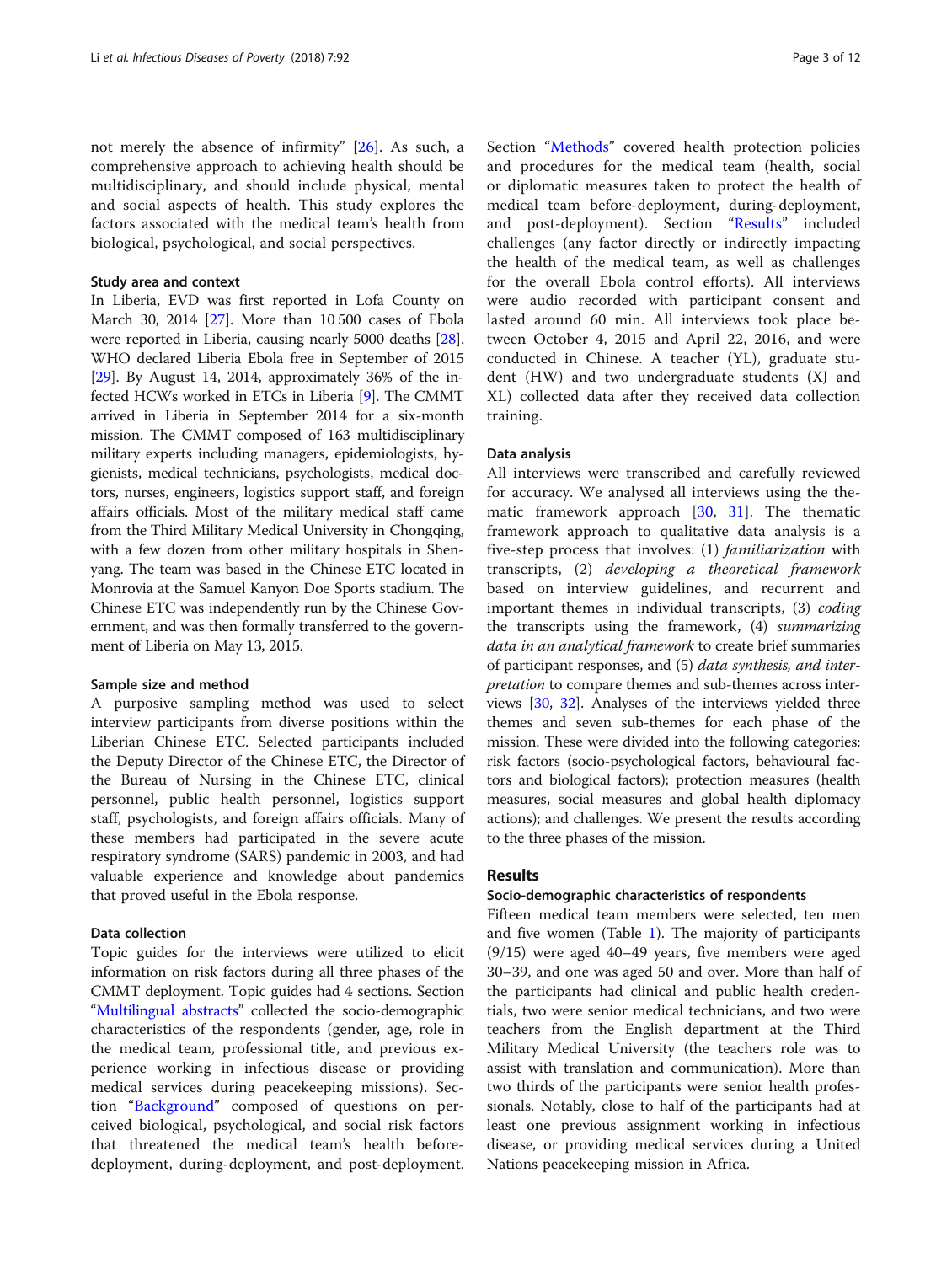not merely the absence of infirmity" [26]. As such, a comprehensive approach to achieving health should be multidisciplinary, and should include physical, mental and social aspects of health. This study explores the factors associated with the medical team's health from biological, psychological, and social perspectives.

### Study area and context

In Liberia, EVD was first reported in Lofa County on March 30, 2014 [27]. More than 10 500 cases of Ebola were reported in Liberia, causing nearly 5000 deaths [28]. WHO declared Liberia Ebola free in September of 2015 [29]. By August 14, 2014, approximately 36% of the infected HCWs worked in ETCs in Liberia [9]. The CMMT arrived in Liberia in September 2014 for a six-month mission. The CMMT composed of 163 multidisciplinary military experts including managers, epidemiologists, hygienists, medical technicians, psychologists, medical doctors, nurses, engineers, logistics support staff, and foreign affairs officials. Most of the military medical staff came from the Third Military Medical University in Chongqing, with a few dozen from other military hospitals in Shenyang. The team was based in the Chinese ETC located in Monrovia at the Samuel Kanyon Doe Sports stadium. The Chinese ETC was independently run by the Chinese Government, and was then formally transferred to the government of Liberia on May 13, 2015.

### Sample size and method

A purposive sampling method was used to select interview participants from diverse positions within the Liberian Chinese ETC. Selected participants included the Deputy Director of the Chinese ETC, the Director of the Bureau of Nursing in the Chinese ETC, clinical personnel, public health personnel, logistics support staff, psychologists, and foreign affairs officials. Many of these members had participated in the severe acute respiratory syndrome (SARS) pandemic in 2003, and had valuable experience and knowledge about pandemics that proved useful in the Ebola response.

### Data collection

Topic guides for the interviews were utilized to elicit information on risk factors during all three phases of the CMMT deployment. Topic guides had 4 sections. Section "Multilingual abstracts" collected the socio-demographic characteristics of the respondents (gender, age, role in the medical team, professional title, and previous experience working in infectious disease or providing medical services during peacekeeping missions). Section "Background" composed of questions on perceived biological, psychological, and social risk factors that threatened the medical team's health before-deployment, during-deployment, and post-deployment. Section "Methods" covered health protection policies and procedures for the medical team (health, social or diplomatic measures taken to protect the health of medical team before-deployment, during-deployment, and post-deployment). Section "Results" included challenges (any factor directly or indirectly impacting the health of the medical team, as well as challenges for the overall Ebola control efforts). All interviews were audio recorded with participant consent and lasted around 60 min. All interviews took place between October 4, 2015 and April 22, 2016, and were conducted in Chinese. A teacher (YL), graduate student (HW) and two undergraduate students (XJ and XL) collected data after they received data collection training.

### Data analysis

All interviews were transcribed and carefully reviewed for accuracy. We analysed all interviews using the thematic framework approach [30, 31]. The thematic framework approach to qualitative data analysis is a five-step process that involves: (1) *familiarization* with transcripts, (2) *developing a theoretical framework* based on interview guidelines, and recurrent and important themes in individual transcripts, (3) *coding* the transcripts using the framework, (4) *summarizing data in an analytical framework* to create brief summaries of participant responses, and (5) *data synthesis, and interpretation* to compare themes and sub-themes across interviews [30, 32]. Analyses of the interviews yielded three themes and seven sub-themes for each phase of the mission. These were divided into the following categories: risk factors (socio-psychological factors, behavioural factors and biological factors); protection measures (health measures, social measures and global health diplomacy actions); and challenges. We present the results according to the three phases of the mission.

## Results

### Socio-demographic characteristics of respondents

Fifteen medical team members were selected, ten men and five women (Table 1). The majority of participants (9/15) were aged 40–49 years, five members were aged 30–39, and one was aged 50 and over. More than half of the participants had clinical and public health credentials, two were senior medical technicians, and two were teachers from the English department at the Third Military Medical University (the teachers role was to assist with translation and communication). More than two thirds of the participants were senior health professionals. Notably, close to half of the participants had at least one previous assignment working in infectious disease, or providing medical services during a United Nations peacekeeping mission in Africa.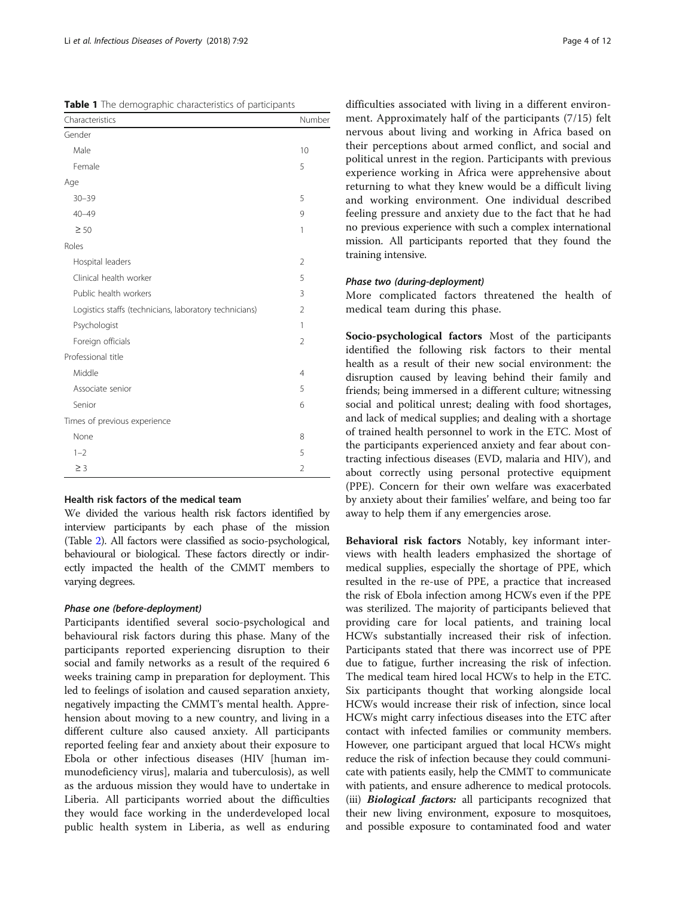**Table 1** The demographic characteristics of participants

| Characteristics | Number |
| --- | --- |
| Gender | |
| Male | 10 |
| Female | 5 |
| Age | |
| 30–39 | 5 |
| 40–49 | 9 |
| ≥ 50 | 1 |
| Roles | |
| Hospital leaders | 2 |
| Clinical health worker | 5 |
| Public health workers | 3 |
| Logistics staffs (technicians, laboratory technicians) | 2 |
| Psychologist | 1 |
| Foreign officials | 2 |
| Professional title | |
| Middle | 4 |
| Associate senior | 5 |
| Senior | 6 |
| Times of previous experience | |
| None | 8 |
| 1–2 | 5 |
| ≥ 3 | 2 |

## Health risk factors of the medical team

We divided the various health risk factors identified by interview participants by each phase of the mission (Table 2). All factors were classified as socio-psychological, behavioural or biological. These factors directly or indirectly impacted the health of the CMMT members to varying degrees.

### *Phase one (before-deployment)*

Participants identified several socio-psychological and behavioural risk factors during this phase. Many of the participants reported experiencing disruption to their social and family networks as a result of the required 6 weeks training camp in preparation for deployment. This led to feelings of isolation and caused separation anxiety, negatively impacting the CMMT's mental health. Apprehension about moving to a new country, and living in a different culture also caused anxiety. All participants reported feeling fear and anxiety about their exposure to Ebola or other infectious diseases (HIV [human immunodeficiency virus], malaria and tuberculosis), as well as the arduous mission they would have to undertake in Liberia. All participants worried about the difficulties they would face working in the underdeveloped local public health system in Liberia, as well as enduring difficulties associated with living in a different environment. Approximately half of the participants (7/15) felt nervous about living and working in Africa based on their perceptions about armed conflict, and social and political unrest in the region. Participants with previous experience working in Africa were apprehensive about returning to what they knew would be a difficult living and working environment. One individual described feeling pressure and anxiety due to the fact that he had no previous experience with such a complex international mission. All participants reported that they found the training intensive.

### *Phase two (during-deployment)*

More complicated factors threatened the health of medical team during this phase.

**Socio-psychological factors** Most of the participants identified the following risk factors to their mental health as a result of their new social environment: the disruption caused by leaving behind their family and friends; being immersed in a different culture; witnessing social and political unrest; dealing with food shortages, and lack of medical supplies; and dealing with a shortage of trained health personnel to work in the ETC. Most of the participants experienced anxiety and fear about contracting infectious diseases (EVD, malaria and HIV), and about correctly using personal protective equipment (PPE). Concern for their own welfare was exacerbated by anxiety about their families' welfare, and being too far away to help them if any emergencies arose.

**Behavioral risk factors** Notably, key informant interviews with health leaders emphasized the shortage of medical supplies, especially the shortage of PPE, which resulted in the re-use of PPE, a practice that increased the risk of Ebola infection among HCWs even if the PPE was sterilized. The majority of participants believed that providing care for local patients, and training local HCWs substantially increased their risk of infection. Participants stated that there was incorrect use of PPE due to fatigue, further increasing the risk of infection. The medical team hired local HCWs to help in the ETC. Six participants thought that working alongside local HCWs would increase their risk of infection, since local HCWs might carry infectious diseases into the ETC after contact with infected families or community members. However, one participant argued that local HCWs might reduce the risk of infection because they could communicate with patients easily, help the CMMT to communicate with patients, and ensure adherence to medical protocols. (iii) ***Biological factors:*** all participants recognized that their new living environment, exposure to mosquitoes, and possible exposure to contaminated food and water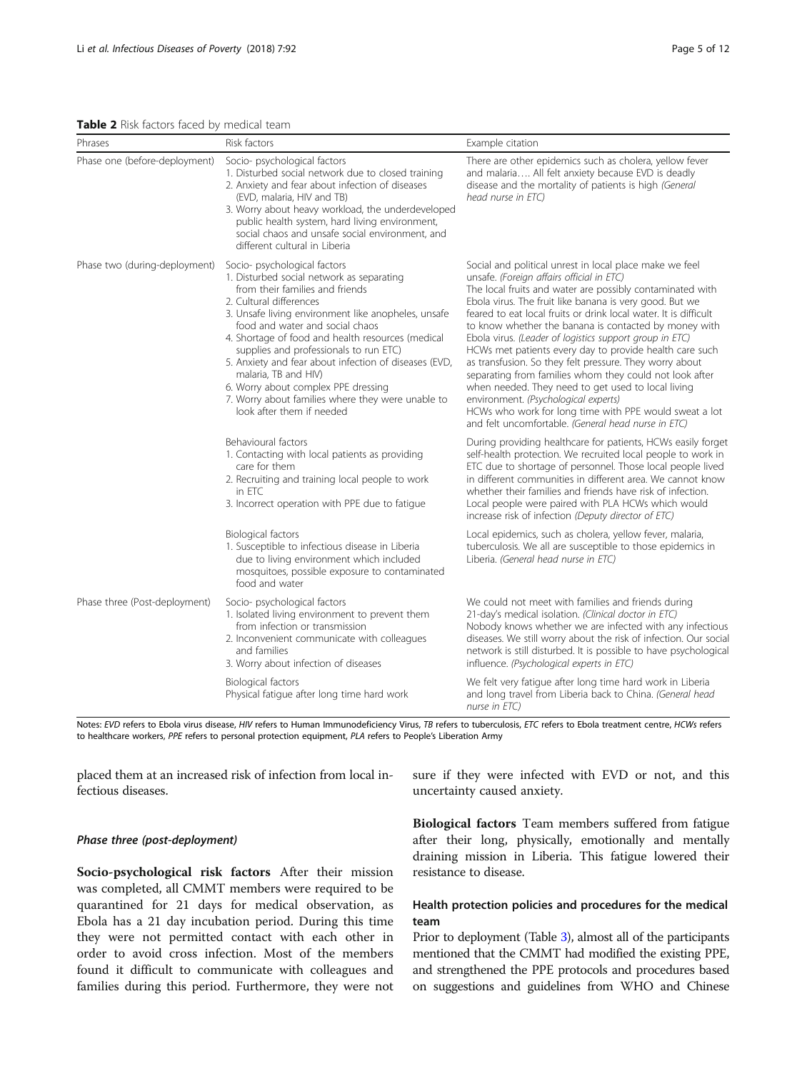**Table 2** Risk factors faced by medical team

| Phrases | Risk factors | Example citation |
| --- | --- | --- |
| Phase one (before-deployment) | Socio- psychological factors<br>1. Disturbed social network due to closed training<br>2. Anxiety and fear about infection of diseases (EVD, malaria, HIV and TB)<br>3. Worry about heavy workload, the underdeveloped public health system, hard living environment, social chaos and unsafe social environment, and different cultural in Liberia | There are other epidemics such as cholera, yellow fever and malaria…. All felt anxiety because EVD is deadly disease and the mortality of patients is high *(General head nurse in ETC)* |
| Phase two (during-deployment) | Socio- psychological factors<br>1. Disturbed social network as separating from their families and friends<br>2. Cultural differences<br>3. Unsafe living environment like anopheles, unsafe food and water and social chaos<br>4. Shortage of food and health resources (medical supplies and professionals to run ETC)<br>5. Anxiety and fear about infection of diseases (EVD, malaria, TB and HIV)<br>6. Worry about complex PPE dressing<br>7. Worry about families where they were unable to look after them if needed | Social and political unrest in local place make we feel unsafe. *(Foreign affairs official in ETC)*<br>The local fruits and water are possibly contaminated with Ebola virus. The fruit like banana is very good. But we feared to eat local fruits or drink local water. It is difficult to know whether the banana is contacted by money with Ebola virus. *(Leader of logistics support group in ETC)*<br>HCWs met patients every day to provide health care such as transfusion. So they felt pressure. They worry about separating from families whom they could not look after when needed. They need to get used to local living environment. *(Psychological experts)*<br>HCWs who work for long time with PPE would sweat a lot and felt uncomfortable. *(General head nurse in ETC)* |
| | Behavioural factors<br>1. Contacting with local patients as providing care for them<br>2. Recruiting and training local people to work in ETC<br>3. Incorrect operation with PPE due to fatigue | During providing healthcare for patients, HCWs easily forget self-health protection. We recruited local people to work in ETC due to shortage of personnel. Those local people lived in different communities in different area. We cannot know whether their families and friends have risk of infection. Local people were paired with PLA HCWs which would increase risk of infection *(Deputy director of ETC)* |
| | Biological factors<br>1. Susceptible to infectious disease in Liberia due to living environment which included mosquitoes, possible exposure to contaminated food and water | Local epidemics, such as cholera, yellow fever, malaria, tuberculosis. We all are susceptible to those epidemics in Liberia. *(General head nurse in ETC)* |
| Phase three (Post-deployment) | Socio- psychological factors<br>1. Isolated living environment to prevent them from infection or transmission<br>2. Inconvenient communicate with colleagues and families<br>3. Worry about infection of diseases | We could not meet with families and friends during 21-day's medical isolation. *(Clinical doctor in ETC)*<br>Nobody knows whether we are infected with any infectious diseases. We still worry about the risk of infection. Our social network is still disturbed. It is possible to have psychological influence. *(Psychological experts in ETC)* |
| | Biological factors<br>Physical fatigue after long time hard work | We felt very fatigue after long time hard work in Liberia and long travel from Liberia back to China. *(General head nurse in ETC)* |

Notes: *EVD* refers to Ebola virus disease, *HIV* refers to Human Immunodeficiency Virus, *TB* refers to tuberculosis, *ETC* refers to Ebola treatment centre, *HCWs* refers to healthcare workers, *PPE* refers to personal protection equipment, *PLA* refers to People's Liberation Army

placed them at an increased risk of infection from local infectious diseases.

#### *Phase three (post-deployment)*

**Socio-psychological risk factors** After their mission was completed, all CMMT members were required to be quarantined for 21 days for medical observation, as Ebola has a 21 day incubation period. During this time they were not permitted contact with each other in order to avoid cross infection. Most of the members found it difficult to communicate with colleagues and families during this period. Furthermore, they were not sure if they were infected with EVD or not, and this uncertainty caused anxiety.

**Biological factors** Team members suffered from fatigue after their long, physically, emotionally and mentally draining mission in Liberia. This fatigue lowered their resistance to disease.

### Health protection policies and procedures for the medical team

Prior to deployment (Table 3), almost all of the participants mentioned that the CMMT had modified the existing PPE, and strengthened the PPE protocols and procedures based on suggestions and guidelines from WHO and Chinese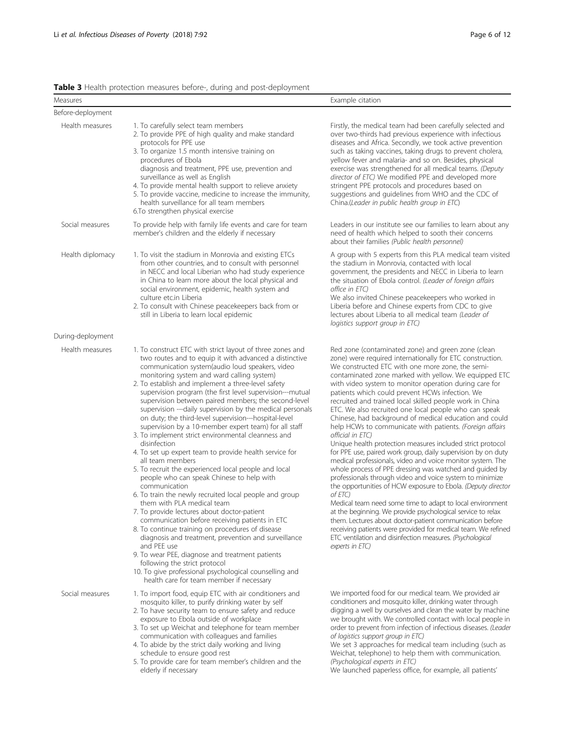**Table 3** Health protection measures before-, during and post-deployment

| Measures | | Example citation |
|---|---|---|
| Before-deployment | | |
| Health measures | 1. To carefully select team members<br>2. To provide PPE of high quality and make standard protocols for PPE use<br>3. To organize 1.5 month intensive training on procedures of Ebola diagnosis and treatment, PPE use, prevention and surveillance as well as English<br>4. To provide mental health support to relieve anxiety<br>5. To provide vaccine, medicine to increase the immunity, health surveillance for all team members<br>6.To strengthen physical exercise | Firstly, the medical team had been carefully selected and over two-thirds had previous experience with infectious diseases and Africa. Secondly, we took active prevention such as taking vaccines, taking drugs to prevent cholera, yellow fever and malaria- and so on. Besides, physical exercise was strengthened for all medical teams. *(Deputy director of ETC)* We modified PPE and developed more stringent PPE protocols and procedures based on suggestions and guidelines from WHO and the CDC of China.*(Leader in public health group in ETC)* |
| Social measures | To provide help with family life events and care for team member's children and the elderly if necessary | Leaders in our institute see our families to learn about any need of health which helped to sooth their concerns about their families *(Public health personnel)* |
| Health diplomacy | 1. To visit the stadium in Monrovia and existing ETCs from other countries, and to consult with personnel in NECC and local Liberian who had study experience in China to learn more about the local physical and social environment, epidemic, health system and culture etc.in Liberia<br>2. To consult with Chinese peacekeepers back from or still in Liberia to learn local epidemic | A group with 5 experts from this PLA medical team visited the stadium in Monrovia, contacted with local government, the presidents and NECC in Liberia to learn the situation of Ebola control. *(Leader of foreign affairs office in ETC)*<br>We also invited Chinese peacekeepers who worked in Liberia before and Chinese experts from CDC to give lectures about Liberia to all medical team *(Leader of logistics support group in ETC)* |
| During-deployment | | |
| Health measures | 1. To construct ETC with strict layout of three zones and two routes and to equip it with advanced a distinctive communication system(audio loud speakers, video monitoring system and ward calling system)<br>2. To establish and implement a three-level safety supervision program (the first level supervision---mutual supervision between paired members; the second-level supervision ---daily supervision by the medical personals on duty; the third-level supervision---hospital-level supervision by a 10-member expert team) for all staff<br>3. To implement strict environmental cleanness and disinfection<br>4. To set up expert team to provide health service for all team members<br>5. To recruit the experienced local people and local people who can speak Chinese to help with communication<br>6. To train the newly recruited local people and group them with PLA medical team<br>7. To provide lectures about doctor-patient communication before receiving patients in ETC<br>8. To continue training on procedures of disease diagnosis and treatment, prevention and surveillance and PEE use<br>9. To wear PEE, diagnose and treatment patients following the strict protocol<br>10. To give professional psychological counselling and health care for team member if necessary | Red zone (contaminated zone) and green zone (clean zone) were required internationally for ETC construction. We constructed ETC with one more zone, the semi-contaminated zone marked with yellow. We equipped ETC with video system to monitor operation during care for patients which could prevent HCWs infection. We recruited and trained local skilled people work in China ETC. We also recruited one local people who can speak Chinese, had background of medical education and could help HCWs to communicate with patients. *(Foreign affairs official in ETC)*<br>Unique health protection measures included strict protocol for PPE use, paired work group, daily supervision by on duty medical professionals, video and voice monitor system. The whole process of PPE dressing was watched and guided by professionals through video and voice system to minimize the opportunities of HCW exposure to Ebola. *(Deputy director of ETC)*<br>Medical team need some time to adapt to local environment at the beginning. We provide psychological service to relax them. Lectures about doctor-patient communication before receiving patients were provided for medical team. We refined ETC ventilation and disinfection measures. *(Psychological experts in ETC)* |
| Social measures | 1. To import food, equip ETC with air conditioners and mosquito killer, to purify drinking water by self<br>2. To have security team to ensure safety and reduce exposure to Ebola outside of workplace<br>3. To set up Weichat and telephone for team member communication with colleagues and families<br>4. To abide by the strict daily working and living schedule to ensure good rest<br>5. To provide care for team member's children and the elderly if necessary | We imported food for our medical team. We provided air conditioners and mosquito killer, drinking water through digging a well by ourselves and clean the water by machine we brought with. We controlled contact with local people in order to prevent from infection of infectious diseases. *(Leader of logistics support group in ETC)*<br>We set 3 approaches for medical team including (such as Weichat, telephone) to help them with communication. *(Psychological experts in ETC)*<br>We launched paperless office, for example, all patients' |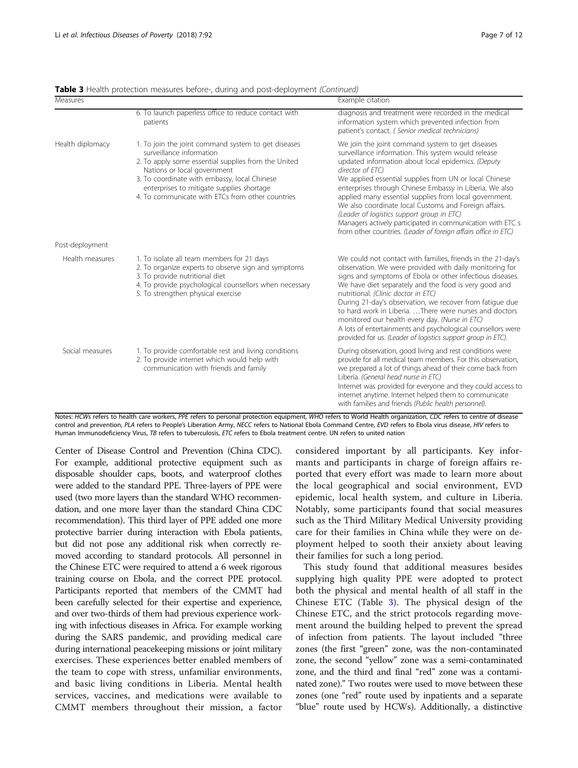**Table 3** Health protection measures before-, during and post-deployment *(Continued)*

| Measures | | Example citation |
|---|---|---|
| | 6. To launch paperless office to reduce contact with patients | diagnosis and treatment were recorded in the medical information system which prevented infection from patient's contact. *( Senior medical technicians)* |
| Health diplomacy | 1. To join the joint command system to get diseases surveillance information<br>2. To apply some essential supplies from the United Nations or local government<br>3. To coordinate with embassy, local Chinese enterprises to mitigate supplies shortage<br>4. To communicate with ETCs from other countries | We join the joint command system to get diseases surveillance information. This system would release updated information about local epidemics. *(Deputy director of ETC)*<br>We applied essential supplies from UN or local Chinese enterprises through Chinese Embassy in Liberia. We also applied many essential supplies from local government. We also coordinate local Customs and Foreign affairs. *(Leader of logistics support group in ETC)*<br>Managers actively participated in communication with ETC s from other countries. *(Leader of foreign affairs office in ETC)* |
| Post-deployment | | |
| Health measures | 1. To isolate all team members for 21 days<br>2. To organize experts to observe sign and symptoms<br>3. To provide nutritional diet<br>4. To provide psychological counsellors when necessary<br>5. To strengthen physical exercise | We could not contact with families, friends in the 21-day's observation. We were provided with daily monitoring for signs and symptoms of Ebola or other infectious diseases. We have diet separately and the food is very good and nutritional. *(Clinic doctor in ETC)*<br>During 21-day's observation, we recover from fatigue due to hard work in Liberia. …There were nurses and doctors monitored our health every day. *(Nurse in ETC)*<br>A lots of entertainments and psychological counsellors were provided for us. *(Leader of logistics support group in ETC).* |
| Social measures | 1. To provide comfortable rest and living conditions<br>2. To provide internet which would help with communication with friends and family | During observation, good living and rest conditions were provide for all medical team members. For this observation, we prepared a lot of things ahead of their come back from Liberia. *(General head nurse in ETC)*<br>Internet was provided for everyone and they could access to internet anytime. Internet helped them to communicate with families and friends *(Public health personnel).* |

Notes: *HCWs* refers to health care workers, *PPE* refers to personal protection equipment, *WHO* refers to World Health organization, *CDC* refers to centre of disease control and prevention, *PLA* refers to People's Liberation Army, *NECC* refers to National Ebola Command Centre, *EVD* refers to Ebola virus disease, *HIV* refers to Human Immunodeficiency Virus, *TB* refers to tuberculosis, *ETC* refers to Ebola treatment centre. UN refers to united nation

Center of Disease Control and Prevention (China CDC). For example, additional protective equipment such as disposable shoulder caps, boots, and waterproof clothes were added to the standard PPE. Three-layers of PPE were used (two more layers than the standard WHO recommendation, and one more layer than the standard China CDC recommendation). This third layer of PPE added one more protective barrier during interaction with Ebola patients, but did not pose any additional risk when correctly removed according to standard protocols. All personnel in the Chinese ETC were required to attend a 6 week rigorous training course on Ebola, and the correct PPE protocol. Participants reported that members of the CMMT had been carefully selected for their expertise and experience, and over two-thirds of them had previous experience working with infectious diseases in Africa. For example working during the SARS pandemic, and providing medical care during international peacekeeping missions or joint military exercises. These experiences better enabled members of the team to cope with stress, unfamiliar environments, and basic living conditions in Liberia. Mental health services, vaccines, and medications were available to CMMT members throughout their mission, a factor considered important by all participants. Key informants and participants in charge of foreign affairs reported that every effort was made to learn more about the local geographical and social environment, EVD epidemic, local health system, and culture in Liberia. Notably, some participants found that social measures such as the Third Military Medical University providing care for their families in China while they were on deployment helped to sooth their anxiety about leaving their families for such a long period.

This study found that additional measures besides supplying high quality PPE were adopted to protect both the physical and mental health of all staff in the Chinese ETC (Table 3). The physical design of the Chinese ETC, and the strict protocols regarding movement around the building helped to prevent the spread of infection from patients. The layout included "three zones (the first "green" zone, was the non-contaminated zone, the second "yellow" zone was a semi-contaminated zone, and the third and final "red" zone was a contaminated zone)." Two routes were used to move between these zones (one "red" route used by inpatients and a separate "blue" route used by HCWs). Additionally, a distinctive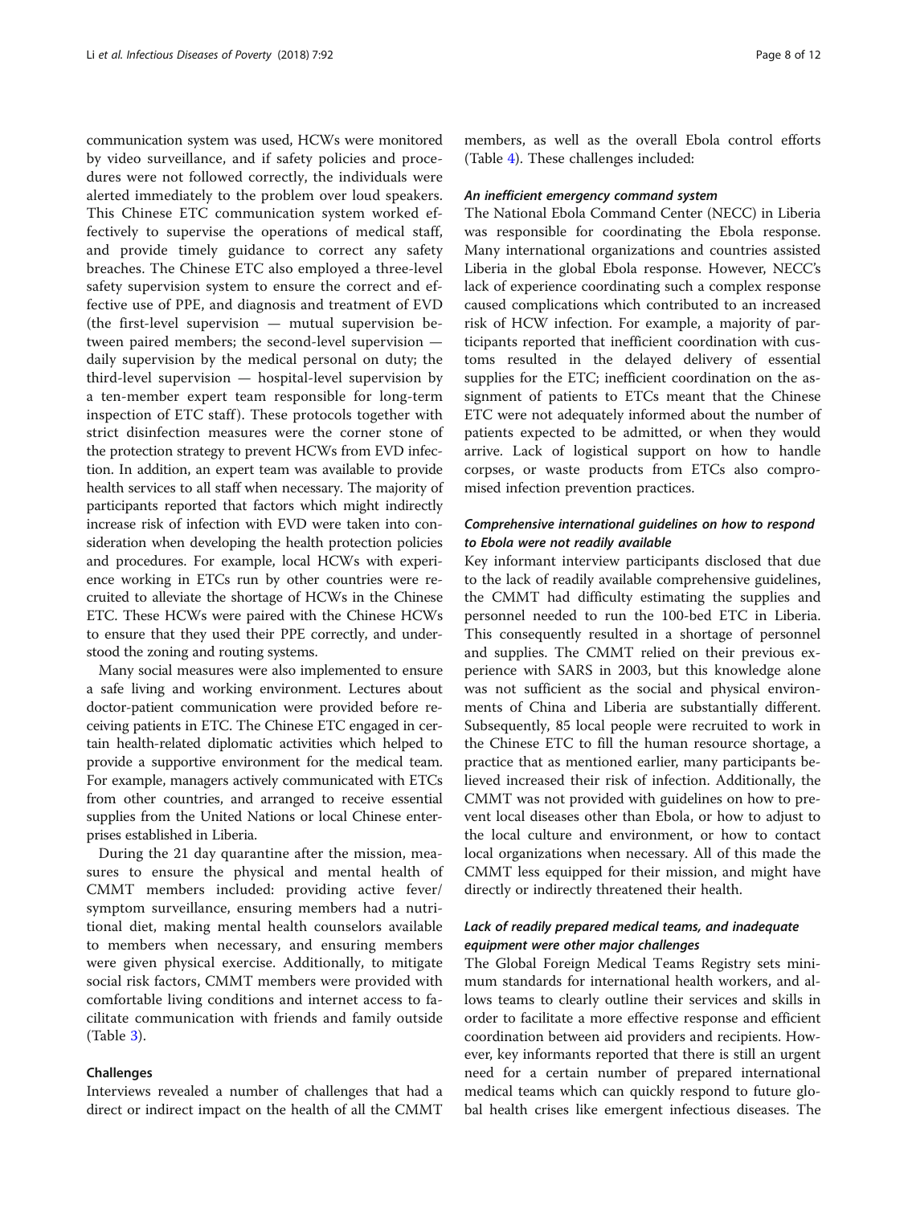communication system was used, HCWs were monitored by video surveillance, and if safety policies and procedures were not followed correctly, the individuals were alerted immediately to the problem over loud speakers. This Chinese ETC communication system worked effectively to supervise the operations of medical staff, and provide timely guidance to correct any safety breaches. The Chinese ETC also employed a three-level safety supervision system to ensure the correct and effective use of PPE, and diagnosis and treatment of EVD (the first-level supervision — mutual supervision between paired members; the second-level supervision — daily supervision by the medical personal on duty; the third-level supervision — hospital-level supervision by a ten-member expert team responsible for long-term inspection of ETC staff). These protocols together with strict disinfection measures were the corner stone of the protection strategy to prevent HCWs from EVD infection. In addition, an expert team was available to provide health services to all staff when necessary. The majority of participants reported that factors which might indirectly increase risk of infection with EVD were taken into consideration when developing the health protection policies and procedures. For example, local HCWs with experience working in ETCs run by other countries were recruited to alleviate the shortage of HCWs in the Chinese ETC. These HCWs were paired with the Chinese HCWs to ensure that they used their PPE correctly, and understood the zoning and routing systems.

Many social measures were also implemented to ensure a safe living and working environment. Lectures about doctor-patient communication were provided before receiving patients in ETC. The Chinese ETC engaged in certain health-related diplomatic activities which helped to provide a supportive environment for the medical team. For example, managers actively communicated with ETCs from other countries, and arranged to receive essential supplies from the United Nations or local Chinese enterprises established in Liberia.

During the 21 day quarantine after the mission, measures to ensure the physical and mental health of CMMT members included: providing active fever/symptom surveillance, ensuring members had a nutritional diet, making mental health counselors available to members when necessary, and ensuring members were given physical exercise. Additionally, to mitigate social risk factors, CMMT members were provided with comfortable living conditions and internet access to facilitate communication with friends and family outside (Table 3).

### Challenges

Interviews revealed a number of challenges that had a direct or indirect impact on the health of all the CMMT members, as well as the overall Ebola control efforts (Table 4). These challenges included:

#### *An inefficient emergency command system*

The National Ebola Command Center (NECC) in Liberia was responsible for coordinating the Ebola response. Many international organizations and countries assisted Liberia in the global Ebola response. However, NECC's lack of experience coordinating such a complex response caused complications which contributed to an increased risk of HCW infection. For example, a majority of participants reported that inefficient coordination with customs resulted in the delayed delivery of essential supplies for the ETC; inefficient coordination on the assignment of patients to ETCs meant that the Chinese ETC were not adequately informed about the number of patients expected to be admitted, or when they would arrive. Lack of logistical support on how to handle corpses, or waste products from ETCs also compromised infection prevention practices.

#### *Comprehensive international guidelines on how to respond to Ebola were not readily available*

Key informant interview participants disclosed that due to the lack of readily available comprehensive guidelines, the CMMT had difficulty estimating the supplies and personnel needed to run the 100-bed ETC in Liberia. This consequently resulted in a shortage of personnel and supplies. The CMMT relied on their previous experience with SARS in 2003, but this knowledge alone was not sufficient as the social and physical environments of China and Liberia are substantially different. Subsequently, 85 local people were recruited to work in the Chinese ETC to fill the human resource shortage, a practice that as mentioned earlier, many participants believed increased their risk of infection. Additionally, the CMMT was not provided with guidelines on how to prevent local diseases other than Ebola, or how to adjust to the local culture and environment, or how to contact local organizations when necessary. All of this made the CMMT less equipped for their mission, and might have directly or indirectly threatened their health.

#### *Lack of readily prepared medical teams, and inadequate equipment were other major challenges*

The Global Foreign Medical Teams Registry sets minimum standards for international health workers, and allows teams to clearly outline their services and skills in order to facilitate a more effective response and efficient coordination between aid providers and recipients. However, key informants reported that there is still an urgent need for a certain number of prepared international medical teams which can quickly respond to future global health crises like emergent infectious diseases. The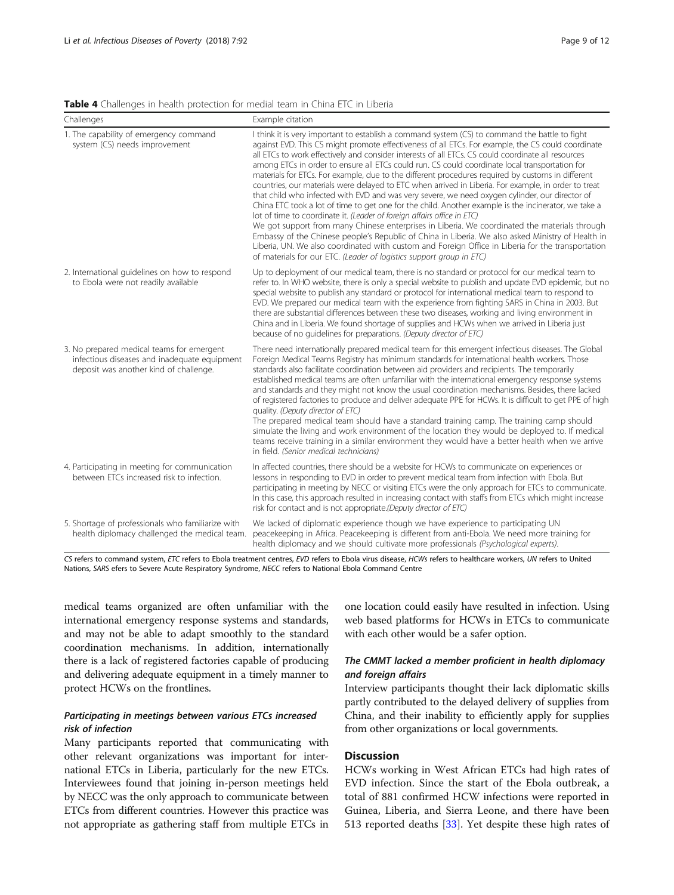**Table 4** Challenges in health protection for medial team in China ETC in Liberia

| Challenges | Example citation |
| --- | --- |
| 1. The capability of emergency command system (CS) needs improvement | I think it is very important to establish a command system (CS) to command the battle to fight against EVD. This CS might promote effectiveness of all ETCs. For example, the CS could coordinate all ETCs to work effectively and consider interests of all ETCs. CS could coordinate all resources among ETCs in order to ensure all ETCs could run. CS could coordinate local transportation for materials for ETCs. For example, due to the different procedures required by customs in different countries, our materials were delayed to ETC when arrived in Liberia. For example, in order to treat that child who infected with EVD and was very severe, we need oxygen cylinder, our director of China ETC took a lot of time to get one for the child. Another example is the incinerator, we take a lot of time to coordinate it. *(Leader of foreign affairs office in ETC)*<br>We got support from many Chinese enterprises in Liberia. We coordinated the materials through Embassy of the Chinese people's Republic of China in Liberia. We also asked Ministry of Health in Liberia, UN. We also coordinated with custom and Foreign Office in Liberia for the transportation of materials for our ETC. *(Leader of logistics support group in ETC)* |
| 2. International guidelines on how to respond to Ebola were not readily available | Up to deployment of our medical team, there is no standard or protocol for our medical team to refer to. In WHO website, there is only a special website to publish and update EVD epidemic, but no special website to publish any standard or protocol for international medical team to respond to EVD. We prepared our medical team with the experience from fighting SARS in China in 2003. But there are substantial differences between these two diseases, working and living environment in China and in Liberia. We found shortage of supplies and HCWs when we arrived in Liberia just because of no guidelines for preparations. *(Deputy director of ETC)* |
| 3. No prepared medical teams for emergent infectious diseases and inadequate equipment deposit was another kind of challenge. | There need internationally prepared medical team for this emergent infectious diseases. The Global Foreign Medical Teams Registry has minimum standards for international health workers. Those standards also facilitate coordination between aid providers and recipients. The temporarily established medical teams are often unfamiliar with the international emergency response systems and standards and they might not know the usual coordination mechanisms. Besides, there lacked of registered factories to produce and deliver adequate PPE for HCWs. It is difficult to get PPE of high quality. *(Deputy director of ETC)*<br>The prepared medical team should have a standard training camp. The training camp should simulate the living and work environment of the location they would be deployed to. If medical teams receive training in a similar environment they would have a better health when we arrive in field. *(Senior medical technicians)* |
| 4. Participating in meeting for communication between ETCs increased risk to infection. | In affected countries, there should be a website for HCWs to communicate on experiences or lessons in responding to EVD in order to prevent medical team from infection with Ebola. But participating in meeting by NECC or visiting ETCs were the only approach for ETCs to communicate. In this case, this approach resulted in increasing contact with staffs from ETCs which might increase risk for contact and is not appropriate.*(Deputy director of ETC)* |
| 5. Shortage of professionals who familiarize with health diplomacy challenged the medical team. | We lacked of diplomatic experience though we have experience to participating UN peacekeeping in Africa. Peacekeeping is different from anti-Ebola. We need more training for health diplomacy and we should cultivate more professionals *(Psychological experts)*. |

*CS* refers to command system, *ETC* refers to Ebola treatment centres, *EVD* refers to Ebola virus disease, *HCWs* refers to healthcare workers, *UN* refers to United Nations, *SARS* efers to Severe Acute Respiratory Syndrome, *NECC* refers to National Ebola Command Centre

medical teams organized are often unfamiliar with the international emergency response systems and standards, and may not be able to adapt smoothly to the standard coordination mechanisms. In addition, internationally there is a lack of registered factories capable of producing and delivering adequate equipment in a timely manner to protect HCWs on the frontlines.

### *Participating in meetings between various ETCs increased risk of infection*

Many participants reported that communicating with other relevant organizations was important for international ETCs in Liberia, particularly for the new ETCs. Interviewees found that joining in-person meetings held by NECC was the only approach to communicate between ETCs from different countries. However this practice was not appropriate as gathering staff from multiple ETCs in one location could easily have resulted in infection. Using web based platforms for HCWs in ETCs to communicate with each other would be a safer option.

### *The CMMT lacked a member proficient in health diplomacy and foreign affairs*

Interview participants thought their lack diplomatic skills partly contributed to the delayed delivery of supplies from China, and their inability to efficiently apply for supplies from other organizations or local governments.

## Discussion

HCWs working in West African ETCs had high rates of EVD infection. Since the start of the Ebola outbreak, a total of 881 confirmed HCW infections were reported in Guinea, Liberia, and Sierra Leone, and there have been 513 reported deaths [33]. Yet despite these high rates of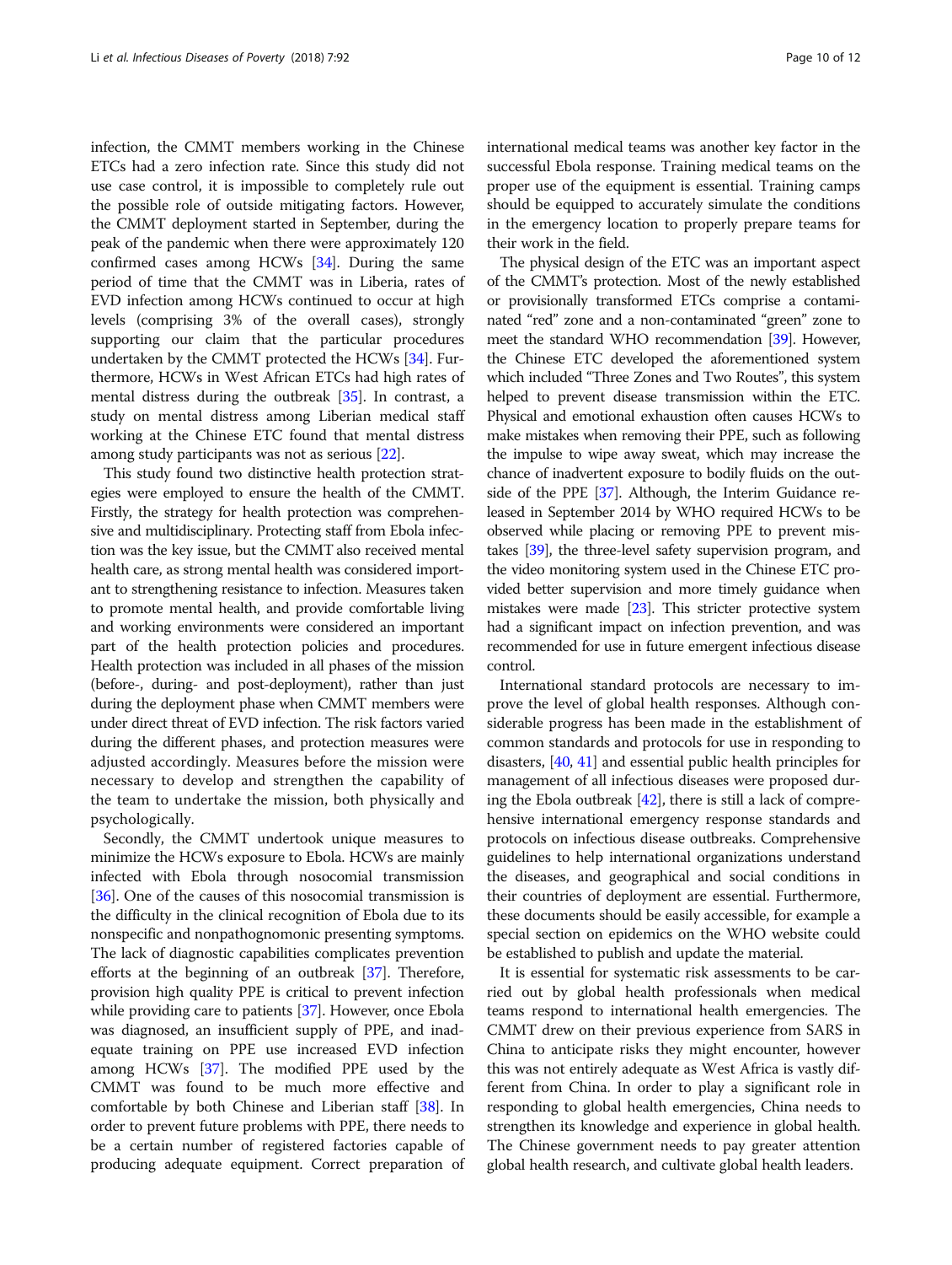infection, the CMMT members working in the Chinese ETCs had a zero infection rate. Since this study did not use case control, it is impossible to completely rule out the possible role of outside mitigating factors. However, the CMMT deployment started in September, during the peak of the pandemic when there were approximately 120 confirmed cases among HCWs [34]. During the same period of time that the CMMT was in Liberia, rates of EVD infection among HCWs continued to occur at high levels (comprising 3% of the overall cases), strongly supporting our claim that the particular procedures undertaken by the CMMT protected the HCWs [34]. Furthermore, HCWs in West African ETCs had high rates of mental distress during the outbreak [35]. In contrast, a study on mental distress among Liberian medical staff working at the Chinese ETC found that mental distress among study participants was not as serious [22].

This study found two distinctive health protection strategies were employed to ensure the health of the CMMT. Firstly, the strategy for health protection was comprehensive and multidisciplinary. Protecting staff from Ebola infection was the key issue, but the CMMT also received mental health care, as strong mental health was considered important to strengthening resistance to infection. Measures taken to promote mental health, and provide comfortable living and working environments were considered an important part of the health protection policies and procedures. Health protection was included in all phases of the mission (before-, during- and post-deployment), rather than just during the deployment phase when CMMT members were under direct threat of EVD infection. The risk factors varied during the different phases, and protection measures were adjusted accordingly. Measures before the mission were necessary to develop and strengthen the capability of the team to undertake the mission, both physically and psychologically.

Secondly, the CMMT undertook unique measures to minimize the HCWs exposure to Ebola. HCWs are mainly infected with Ebola through nosocomial transmission [36]. One of the causes of this nosocomial transmission is the difficulty in the clinical recognition of Ebola due to its nonspecific and nonpathognomonic presenting symptoms. The lack of diagnostic capabilities complicates prevention efforts at the beginning of an outbreak [37]. Therefore, provision high quality PPE is critical to prevent infection while providing care to patients [37]. However, once Ebola was diagnosed, an insufficient supply of PPE, and inadequate training on PPE use increased EVD infection among HCWs [37]. The modified PPE used by the CMMT was found to be much more effective and comfortable by both Chinese and Liberian staff [38]. In order to prevent future problems with PPE, there needs to be a certain number of registered factories capable of producing adequate equipment. Correct preparation of international medical teams was another key factor in the successful Ebola response. Training medical teams on the proper use of the equipment is essential. Training camps should be equipped to accurately simulate the conditions in the emergency location to properly prepare teams for their work in the field.

The physical design of the ETC was an important aspect of the CMMT's protection. Most of the newly established or provisionally transformed ETCs comprise a contaminated "red" zone and a non-contaminated "green" zone to meet the standard WHO recommendation [39]. However, the Chinese ETC developed the aforementioned system which included "Three Zones and Two Routes", this system helped to prevent disease transmission within the ETC. Physical and emotional exhaustion often causes HCWs to make mistakes when removing their PPE, such as following the impulse to wipe away sweat, which may increase the chance of inadvertent exposure to bodily fluids on the outside of the PPE [37]. Although, the Interim Guidance released in September 2014 by WHO required HCWs to be observed while placing or removing PPE to prevent mistakes [39], the three-level safety supervision program, and the video monitoring system used in the Chinese ETC provided better supervision and more timely guidance when mistakes were made [23]. This stricter protective system had a significant impact on infection prevention, and was recommended for use in future emergent infectious disease control.

International standard protocols are necessary to improve the level of global health responses. Although considerable progress has been made in the establishment of common standards and protocols for use in responding to disasters, [40, 41] and essential public health principles for management of all infectious diseases were proposed during the Ebola outbreak [42], there is still a lack of comprehensive international emergency response standards and protocols on infectious disease outbreaks. Comprehensive guidelines to help international organizations understand the diseases, and geographical and social conditions in their countries of deployment are essential. Furthermore, these documents should be easily accessible, for example a special section on epidemics on the WHO website could be established to publish and update the material.

It is essential for systematic risk assessments to be carried out by global health professionals when medical teams respond to international health emergencies. The CMMT drew on their previous experience from SARS in China to anticipate risks they might encounter, however this was not entirely adequate as West Africa is vastly different from China. In order to play a significant role in responding to global health emergencies, China needs to strengthen its knowledge and experience in global health. The Chinese government needs to pay greater attention global health research, and cultivate global health leaders.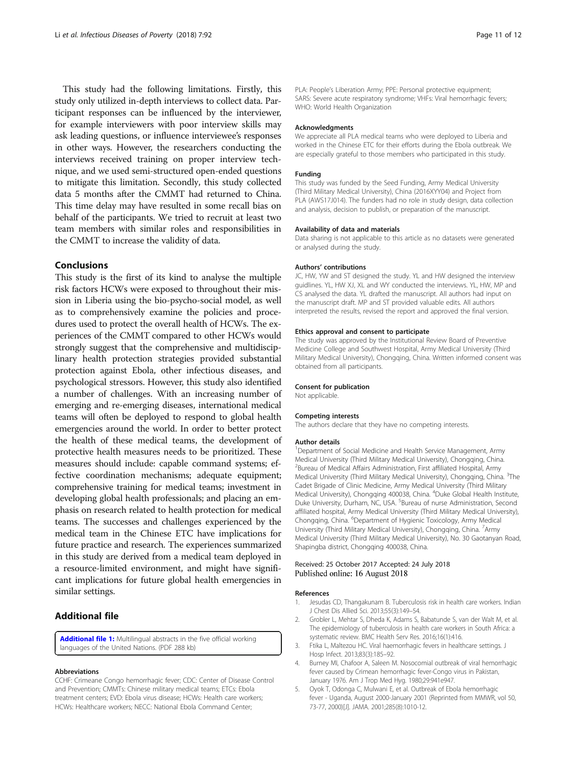This study had the following limitations. Firstly, this study only utilized in-depth interviews to collect data. Participant responses can be influenced by the interviewer, for example interviewers with poor interview skills may ask leading questions, or influence interviewee's responses in other ways. However, the researchers conducting the interviews received training on proper interview technique, and we used semi-structured open-ended questions to mitigate this limitation. Secondly, this study collected data 5 months after the CMMT had returned to China. This time delay may have resulted in some recall bias on behalf of the participants. We tried to recruit at least two team members with similar roles and responsibilities in the CMMT to increase the validity of data.

## Conclusions

This study is the first of its kind to analyse the multiple risk factors HCWs were exposed to throughout their mission in Liberia using the bio-psycho-social model, as well as to comprehensively examine the policies and procedures used to protect the overall health of HCWs. The experiences of the CMMT compared to other HCWs would strongly suggest that the comprehensive and multidisciplinary health protection strategies provided substantial protection against Ebola, other infectious diseases, and psychological stressors. However, this study also identified a number of challenges. With an increasing number of emerging and re-emerging diseases, international medical teams will often be deployed to respond to global health emergencies around the world. In order to better protect the health of these medical teams, the development of protective health measures needs to be prioritized. These measures should include: capable command systems; effective coordination mechanisms; adequate equipment; comprehensive training for medical teams; investment in developing global health professionals; and placing an emphasis on research related to health protection for medical teams. The successes and challenges experienced by the medical team in the Chinese ETC have implications for future practice and research. The experiences summarized in this study are derived from a medical team deployed in a resource-limited environment, and might have significant implications for future global health emergencies in similar settings.

## Additional file

**Additional file 1:** Multilingual abstracts in the five official working languages of the United Nations. (PDF 288 kb)

#### Abbreviations

CCHF: Crimeane Congo hemorrhagic fever; CDC: Center of Disease Control and Prevention; CMMTs: Chinese military medical teams; ETCs: Ebola treatment centers; EVD: Ebola virus disease; HCWs: Health care workers; HCWs: Healthcare workers; NECC: National Ebola Command Center; PLA: People's Liberation Army; PPE: Personal protective equipment; SARS: Severe acute respiratory syndrome; VHFs: Viral hemorrhagic fevers; WHO: World Health Organization

#### Acknowledgments

We appreciate all PLA medical teams who were deployed to Liberia and worked in the Chinese ETC for their efforts during the Ebola outbreak. We are especially grateful to those members who participated in this study.

#### Funding

This study was funded by the Seed Funding, Army Medical University (Third Military Medical University), China (2016XYY04) and Project from PLA (AWS17J014). The funders had no role in study design, data collection and analysis, decision to publish, or preparation of the manuscript.

#### Availability of data and materials

Data sharing is not applicable to this article as no datasets were generated or analysed during the study.

#### Authors' contributions

JC, HW, YW and ST designed the study. YL and HW designed the interview guidlines. YL, HW XJ, XL and WY conducted the interviews. YL, HW, MP and CS analysed the data. YL drafted the manuscript. All authors had input on the manuscript draft. MP and ST provided valuable edits. All authors interpreted the results, revised the report and approved the final version.

#### Ethics approval and consent to participate

The study was approved by the Institutional Review Board of Preventive Medicine College and Southwest Hospital, Army Medical University (Third Military Medical University), Chongqing, China. Written informed consent was obtained from all participants.

#### Consent for publication

Not applicable.

#### Competing interests

The authors declare that they have no competing interests.

#### Author details

[1]Department of Social Medicine and Health Service Management, Army Medical University (Third Military Medical University), Chongqing, China. [2]Bureau of Medical Affairs Administration, First affiliated Hospital, Army Medical University (Third Military Medical University), Chongqing, China. [3]The Cadet Brigade of Clinic Medicine, Army Medical University (Third Military Medical University), Chongqing 400038, China. [4]Duke Global Health Institute, Duke University, Durham, NC, USA. [5]Bureau of nurse Administration, Second affiliated hospital, Army Medical University (Third Military Medical University), Chongqing, China. [6]Department of Hygienic Toxicology, Army Medical University (Third Military Medical University), Chongqing, China. [7]Army Medical University (Third Military Medical University), No. 30 Gaotanyan Road, Shapingba district, Chongqing 400038, China.

Received: 25 October 2017 Accepted: 24 July 2018
Published online: 16 August 2018

#### References

1. Jesudas CD, Thangakunam B. Tuberculosis risk in health care workers. Indian J Chest Dis Allied Sci. 2013;55(3):149–54.
2. Grobler L, Mehtar S, Dheda K, Adams S, Babatunde S, van der Walt M, et al. The epidemiology of tuberculosis in health care workers in South Africa: a systematic review. BMC Health Serv Res. 2016;16(1):416.
3. Ftika L, Maltezou HC. Viral haemorrhagic fevers in healthcare settings. J Hosp Infect. 2013;83(3):185–92.
4. Burney MI, Chafoor A, Saleen M. Nosocomial outbreak of viral hemorrhagic fever caused by Crimean hemorrhagic fever-Congo virus in Pakistan, January 1976. Am J Trop Med Hyg. 1980;29:941e947.
5. Oyok T, Odonga C, Mulwani E, et al. Outbreak of Ebola hemorrhagic fever - Uganda, August 2000-January 2001 (Reprinted from MMWR, vol 50, 73-77, 2000)[J]. JAMA. 2001;285(8):1010-12.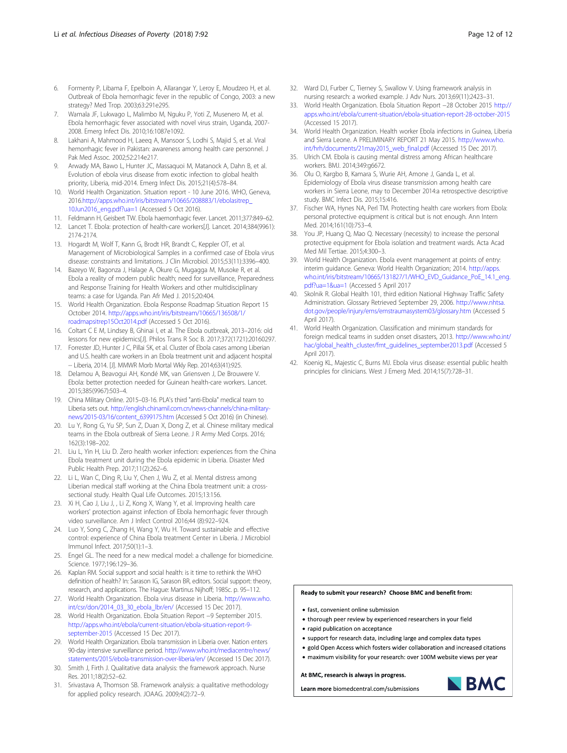6. Formenty P, Libama F, Epelboin A, Allarangar Y, Leroy E, Moudzeo H, et al. Outbreak of Ebola hemorrhagic fever in the republic of Congo, 2003: a new strategy? Med Trop. 2003;63:291e295.
7. Wamala JF, Lukwago L, Malimbo M, Nguku P, Yoti Z, Musenero M, et al. Ebola hemorrhagic fever associated with novel virus strain, Uganda, 2007-2008. Emerg Infect Dis. 2010;16:1087e1092.
8. Lakhani A, Mahmood H, Laeeq A, Mansoor S, Lodhi S, Majid S, et al. Viral hemorrhagic fever in Pakistan: awareness among health care personnel. J Pak Med Assoc. 2002;52:214e217.
9. Arwady MA, Bawo L, Hunter JC, Massaquoi M, Matanock A, Dahn B, et al. Evolution of ebola virus disease from exotic infection to global health priority, Liberia, mid-2014. Emerg Infect Dis. 2015;21(4):578–84.
10. World Health Organization. Situation report - 10 June 2016. WHO, Geneva, 2016.http://apps.who.int/iris/bitstream/10665/208883/1/ebolasitrep_10Jun2016_eng.pdf?ua=1 (Accessed 5 Oct 2016).
11. Feldmann H, Geisbert TW. Ebola haemorrhagic fever. Lancet. 2011;377:849–62.
12. Lancet T. Ebola: protection of health-care workers[J]. Lancet. 2014;384(9961): 2174-2174.
13. Hogardt M, Wolf T, Kann G, Brodt HR, Brandt C, Keppler OT, et al. Management of Microbiological Samples in a confirmed case of Ebola virus disease: constraints and limitations. J Clin Microbiol. 2015;53(11):3396–400.
14. Bazeyo W, Bagonza J, Halage A, Okure G, Mugagga M, Musoke R, et al. Ebola a reality of modern public health; need for surveillance, Preparedness and Response Training for Health Workers and other multidisciplinary teams: a case for Uganda. Pan Afr Med J. 2015;20:404.
15. World Health Organization. Ebola Response Roadmap Situation Report 15 October 2014. http://apps.who.int/iris/bitstream/10665/136508/1/roadmapsitrep15Oct2014.pdf (Accessed 5 Oct 2016).
16. Coltart C E M, Lindsey B, Ghinai I, et al. The Ebola outbreak, 2013–2016: old lessons for new epidemics[J]. Philos Trans R Soc B. 2017;372(1721):20160297.
17. Forrester JD, Hunter J C, Pillai SK, et al. Cluster of Ebola cases among Liberian and U.S. health care workers in an Ebola treatment unit and adjacent hospital -- Liberia, 2014. [J]. MMWR Morb Mortal Wkly Rep. 2014;63(41):925.
18. Delamou A, Beavogui AH, Kondé MK, van Griensven J, De Brouwere V. Ebola: better protection needed for Guinean health-care workers. Lancet. 2015;385(9967):503–4.
19. China Military Online. 2015–03-16. PLA's third "anti-Ebola" medical team to Liberia sets out. http://english.chinamil.com.cn/news-channels/china-military-news/2015-03/16/content_6399175.htm (Accessed 5 Oct 2016) (in Chinese).
20. Lu Y, Rong G, Yu SP, Sun Z, Duan X, Dong Z, et al. Chinese military medical teams in the Ebola outbreak of Sierra Leone. J R Army Med Corps. 2016; 162(3):198–202.
21. Liu L, Yin H, Liu D. Zero health worker infection: experiences from the China Ebola treatment unit during the Ebola epidemic in Liberia. Disaster Med Public Health Prep. 2017;11(2):262–6.
22. Li L, Wan C, Ding R, Liu Y, Chen J, Wu Z, et al. Mental distress among Liberian medical staff working at the China Ebola treatment unit: a cross-sectional study. Health Qual Life Outcomes. 2015;13:156.
23. Xi H, Cao J, Liu J, , Li Z, Kong X, Wang Y, et al. Improving health care workers' protection against infection of Ebola hemorrhagic fever through video surveillance. Am J Infect Control 2016;44 (8):922–924.
24. Luo Y, Song C, Zhang H, Wang Y, Wu H. Toward sustainable and effective control: experience of China Ebola treatment Center in Liberia. J Microbiol Immunol Infect. 2017;50(1):1–3.
25. Engel GL. The need for a new medical model: a challenge for biomedicine. Science. 1977;196:129–36.
26. Kaplan RM. Social support and social health: is it time to rethink the WHO definition of health? In: Sarason IG, Sarason BR, editors. Social support: theory, research, and applications. The Hague: Martinus Nijhoff; 1985c. p. 95–112.
27. World Health Organization. Ebola virus disease in Liberia. http://www.who.int/csr/don/2014_03_30_ebola_lbr/en/ (Accessed 15 Dec 2017).
28. World Health Organization. Ebola Situation Report –9 September 2015. http://apps.who.int/ebola/current-situation/ebola-situation-report-9-september-2015 (Accessed 15 Dec 2017).
29. World Health Organization. Ebola transmission in Liberia over. Nation enters 90-day intensive surveillance period. http://www.who.int/mediacentre/news/statements/2015/ebola-transmission-over-liberia/en/ (Accessed 15 Dec 2017).
30. Smith J, Firth J. Qualitative data analysis: the framework approach. Nurse Res. 2011;18(2):52–62.
31. Srivastava A, Thomson SB. Framework analysis: a qualitative methodology for applied policy research. JOAAG. 2009;4(2):72–9.
32. Ward DJ, Furber C, Tierney S, Swallow V. Using framework analysis in nursing research: a worked example. J Adv Nurs. 2013;69(11):2423–31.
33. World Health Organization. Ebola Situation Report –28 October 2015 http://apps.who.int/ebola/current-situation/ebola-situation-report-28-october-2015 (Accessed 15 2017).
34. World Health Organization. Health worker Ebola infections in Guinea, Liberia and Sierra Leone. A PRELIMINARY REPORT 21 May 2015. http://www.who.int/hrh/documents/21may2015_web_final.pdf (Accessed 15 Dec 2017).
35. Ulrich CM. Ebola is causing mental distress among African healthcare workers. BMJ. 2014;349:g6672.
36. Olu O, Kargbo B, Kamara S, Wurie AH, Amone J, Ganda L, et al. Epidemiology of Ebola virus disease transmission among health care workers in Sierra Leone, may to December 2014:a retrospective descriptive study. BMC Infect Dis. 2015;15:416.
37. Fischer WA, Hynes NA, Perl TM. Protecting health care workers from Ebola: personal protective equipment is critical but is not enough. Ann Intern Med. 2014;161(10):753–4.
38. You JP, Huang Q, Mao Q. Necessary (necessity) to increase the personal protective equipment for Ebola isolation and treatment wards. Acta Acad Med Mil Tertiae. 2015;4:300–3.
39. World Health Organization. Ebola event management at points of entry: interim guidance. Geneva: World Health Organization; 2014. http://apps.who.int/iris/bitstream/10665/131827/1/WHO_EVD_Guidance_PoE_14.1_eng.pdf?ua=1&ua=1 (Accessed 5 April 2017
40. Skolnik R. Global Health 101, third edition National Highway Traffic Safety Administration. Glossary Retrieved September 29, 2006. http://www.nhtsa.dot.gov/people/injury/ems/emstraumasystem03/glossary.htm (Accessed 5 April 2017).
41. World Health Organization. Classification and minimum standards for foreign medical teams in sudden onset disasters, 2013. http://www.who.int/hac/global_health_cluster/fmt_guidelines_september2013.pdf (Accessed 5 April 2017).
42. Koenig KL, Majestic C, Burns MJ. Ebola virus disease: essential public health principles for clinicians. West J Emerg Med. 2014;15(7):728–31.

**Ready to submit your research? Choose BMC and benefit from:**

- fast, convenient online submission
- thorough peer review by experienced researchers in your field
- rapid publication on acceptance
- support for research data, including large and complex data types
- gold Open Access which fosters wider collaboration and increased citations
- maximum visibility for your research: over 100M website views per year

**At BMC, research is always in progress.**

**Learn more** biomedcentral.com/submissions

BMC